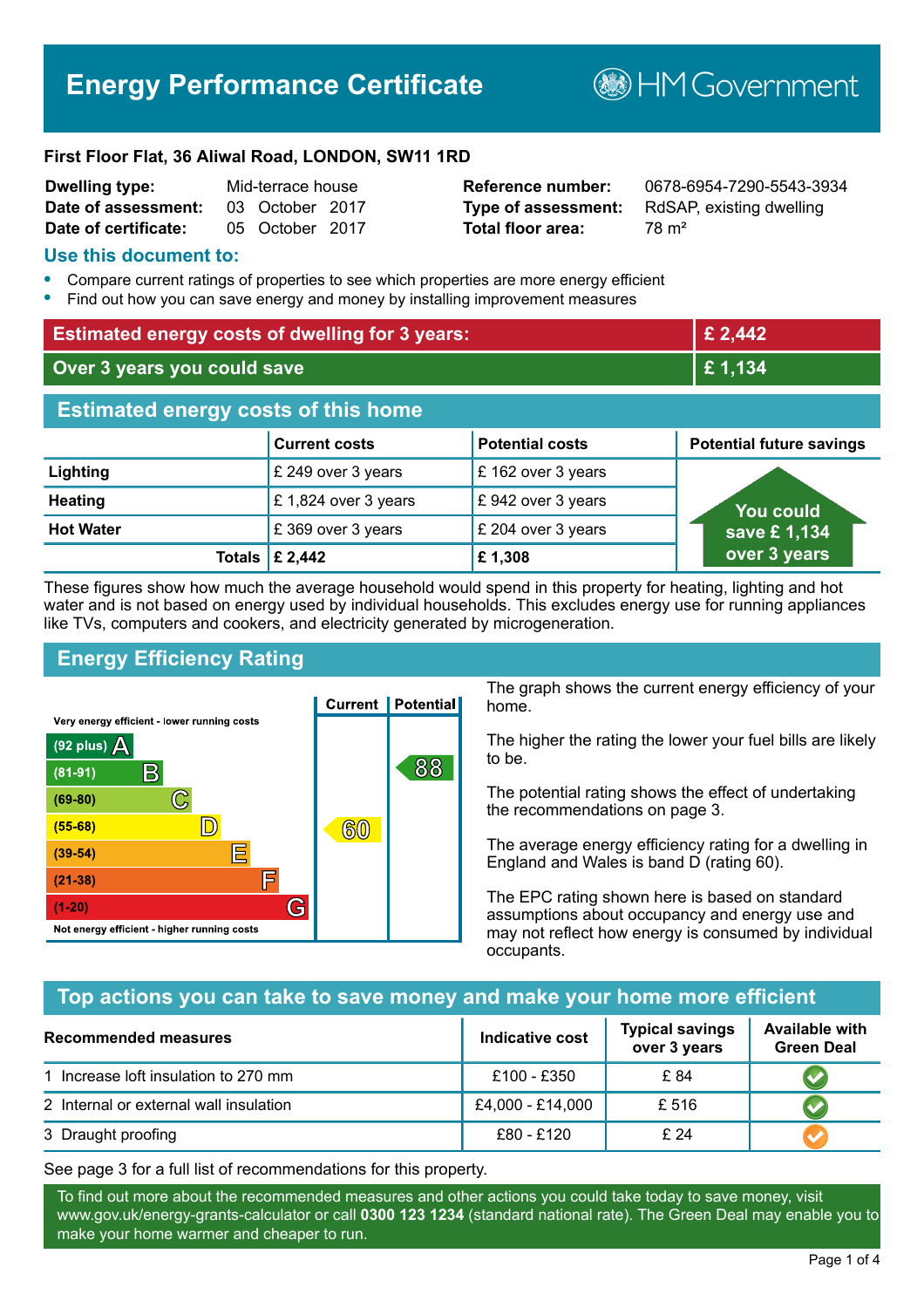# Energy Performance Certificate

HM Government

**First Floor Flat, 36 Aliwal Road, LONDON, SW11 1RD**

| | | | |
|---|---|---|---|
| **Dwelling type:** | Mid-terrace house | **Reference number:** | 0678-6954-7290-5543-3934 |
| **Date of assessment:** | 03 October 2017 | **Type of assessment:** | RdSAP, existing dwelling |
| **Date of certificate:** | 05 October 2017 | **Total floor area:** | 78 m² |

## Use this document to:

- Compare current ratings of properties to see which properties are more energy efficient
- Find out how you can save energy and money by installing improvement measures

| | |
|---|---|
| **Estimated energy costs of dwelling for 3 years:** | **£ 2,442** |
| **Over 3 years you could save** | **£ 1,134** |

## Estimated energy costs of this home

| | Current costs | Potential costs | Potential future savings |
|---|---|---|---|
| **Lighting** | £ 249 over 3 years | £ 162 over 3 years | You could save £ 1,134 over 3 years |
| **Heating** | £ 1,824 over 3 years | £ 942 over 3 years | |
| **Hot Water** | £ 369 over 3 years | £ 204 over 3 years | |
| **Totals** | **£ 2,442** | **£ 1,308** | |

These figures show how much the average household would spend in this property for heating, lighting and hot water and is not based on energy used by individual households. This excludes energy use for running appliances like TVs, computers and cookers, and electricity generated by microgeneration.

## Energy Efficiency Rating

| Rating | Current | Potential |
|---|---|---|
| Very energy efficient - lower running costs | | |
| (92 plus) A | | |
| (81-91) B | | 88 |
| (69-80) C | | |
| (55-68) D | 60 | |
| (39-54) E | | |
| (21-38) F | | |
| (1-20) G | | |
| Not energy efficient - higher running costs | | |

The graph shows the current energy efficiency of your home.

The higher the rating the lower your fuel bills are likely to be.

The potential rating shows the effect of undertaking the recommendations on page 3.

The average energy efficiency rating for a dwelling in England and Wales is band D (rating 60).

The EPC rating shown here is based on standard assumptions about occupancy and energy use and may not reflect how energy is consumed by individual occupants.

## Top actions you can take to save money and make your home more efficient

| Recommended measures | Indicative cost | Typical savings over 3 years | Available with Green Deal |
|---|---|---|---|
| 1 Increase loft insulation to 270 mm | £100 - £350 | £ 84 | ✔ |
| 2 Internal or external wall insulation | £4,000 - £14,000 | £ 516 | ✔ |
| 3 Draught proofing | £80 - £120 | £ 24 | ✔ |

See page 3 for a full list of recommendations for this property.

To find out more about the recommended measures and other actions you could take today to save money, visit www.gov.uk/energy-grants-calculator or call **0300 123 1234** (standard national rate). The Green Deal may enable you to make your home warmer and cheaper to run.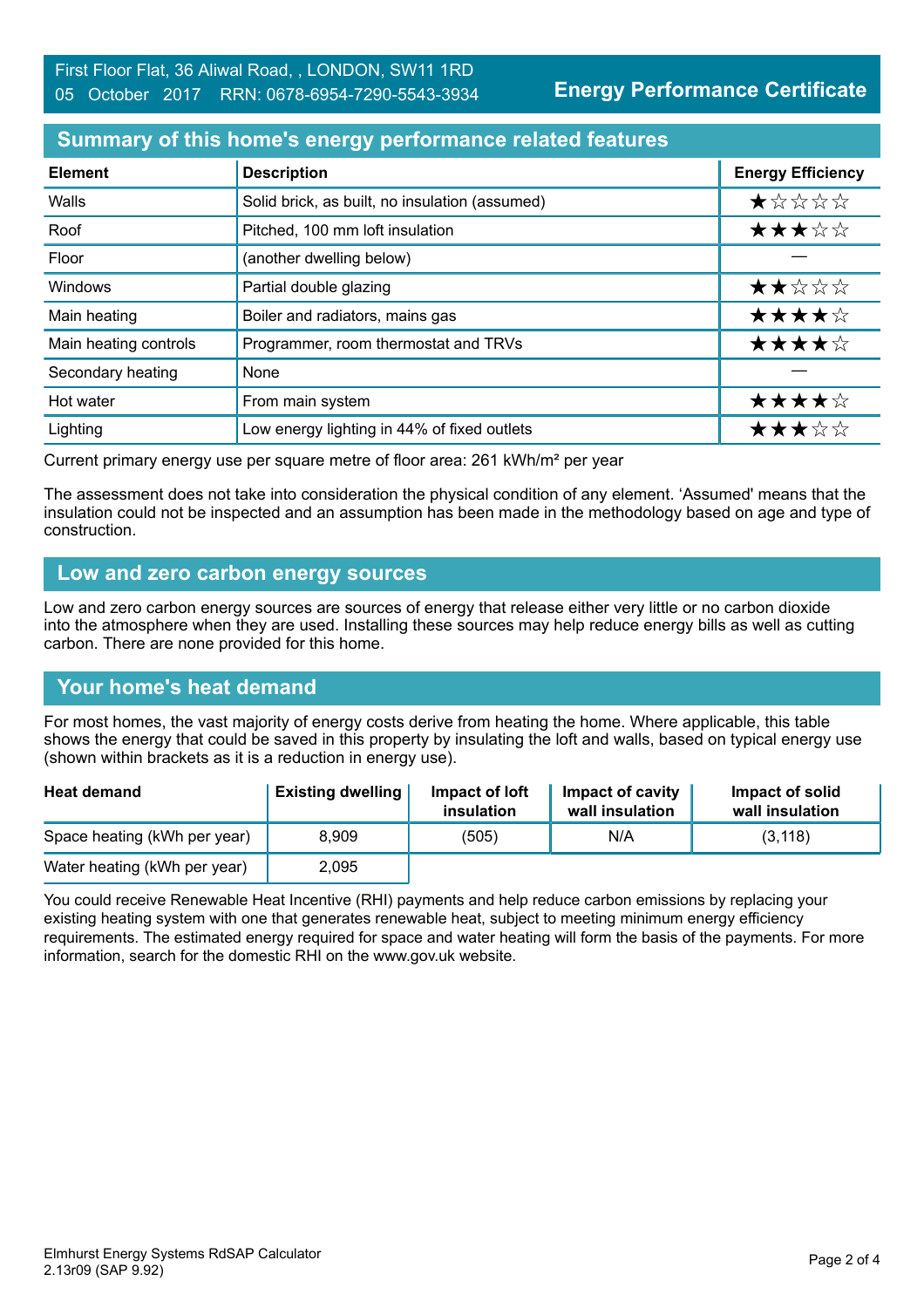First Floor Flat, 36 Aliwal Road, , LONDON, SW11 1RD
05 October 2017 RRN: 0678-6954-7290-5543-3934

**Energy Performance Certificate**

## Summary of this home's energy performance related features

| Element | Description | Energy Efficiency |
|---|---|---|
| Walls | Solid brick, as built, no insulation (assumed) | ★☆☆☆☆ |
| Roof | Pitched, 100 mm loft insulation | ★★★☆☆ |
| Floor | (another dwelling below) | — |
| Windows | Partial double glazing | ★★☆☆☆ |
| Main heating | Boiler and radiators, mains gas | ★★★★☆ |
| Main heating controls | Programmer, room thermostat and TRVs | ★★★★☆ |
| Secondary heating | None | — |
| Hot water | From main system | ★★★★☆ |
| Lighting | Low energy lighting in 44% of fixed outlets | ★★★☆☆ |

Current primary energy use per square metre of floor area: 261 kWh/m² per year

The assessment does not take into consideration the physical condition of any element. 'Assumed' means that the insulation could not be inspected and an assumption has been made in the methodology based on age and type of construction.

## Low and zero carbon energy sources

Low and zero carbon energy sources are sources of energy that release either very little or no carbon dioxide into the atmosphere when they are used. Installing these sources may help reduce energy bills as well as cutting carbon. There are none provided for this home.

## Your home's heat demand

For most homes, the vast majority of energy costs derive from heating the home. Where applicable, this table shows the energy that could be saved in this property by insulating the loft and walls, based on typical energy use (shown within brackets as it is a reduction in energy use).

| Heat demand | Existing dwelling | Impact of loft insulation | Impact of cavity wall insulation | Impact of solid wall insulation |
|---|---|---|---|---|
| Space heating (kWh per year) | 8,909 | (505) | N/A | (3,118) |
| Water heating (kWh per year) | 2,095 | | | |

You could receive Renewable Heat Incentive (RHI) payments and help reduce carbon emissions by replacing your existing heating system with one that generates renewable heat, subject to meeting minimum energy efficiency requirements. The estimated energy required for space and water heating will form the basis of the payments. For more information, search for the domestic RHI on the www.gov.uk website.

Elmhurst Energy Systems RdSAP Calculator
2.13r09 (SAP 9.92)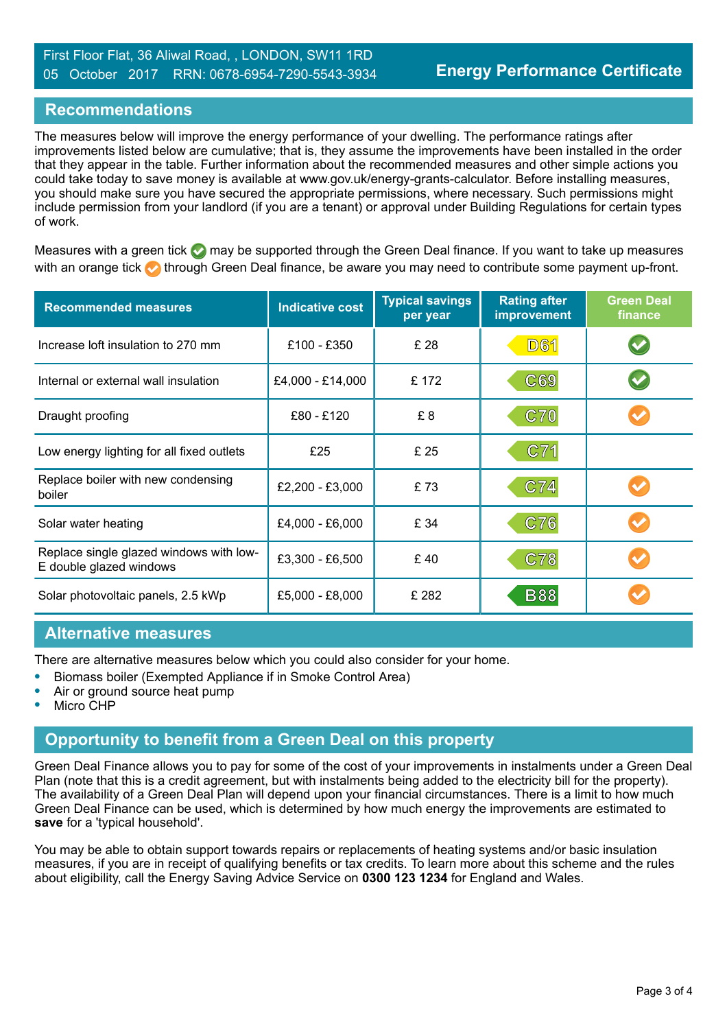First Floor Flat, 36 Aliwal Road, , LONDON, SW11 1RD
05 October 2017 RRN: 0678-6954-7290-5543-3934

**Energy Performance Certificate**

## Recommendations

The measures below will improve the energy performance of your dwelling. The performance ratings after improvements listed below are cumulative; that is, they assume the improvements have been installed in the order that they appear in the table. Further information about the recommended measures and other simple actions you could take today to save money is available at www.gov.uk/energy-grants-calculator. Before installing measures, you should make sure you have secured the appropriate permissions, where necessary. Such permissions might include permission from your landlord (if you are a tenant) or approval under Building Regulations for certain types of work.

Measures with a green tick may be supported through the Green Deal finance. If you want to take up measures with an orange tick through Green Deal finance, be aware you may need to contribute some payment up-front.

| Recommended measures | Indicative cost | Typical savings per year | Rating after improvement | Green Deal finance |
|---|---|---|---|---|
| Increase loft insulation to 270 mm | £100 - £350 | £ 28 | D61 | Green tick |
| Internal or external wall insulation | £4,000 - £14,000 | £ 172 | C69 | Green tick |
| Draught proofing | £80 - £120 | £ 8 | C70 | Orange tick |
| Low energy lighting for all fixed outlets | £25 | £ 25 | C71 | |
| Replace boiler with new condensing boiler | £2,200 - £3,000 | £ 73 | C74 | Orange tick |
| Solar water heating | £4,000 - £6,000 | £ 34 | C76 | Orange tick |
| Replace single glazed windows with low-E double glazed windows | £3,300 - £6,500 | £ 40 | C78 | Orange tick |
| Solar photovoltaic panels, 2.5 kWp | £5,000 - £8,000 | £ 282 | B88 | Orange tick |

## Alternative measures

There are alternative measures below which you could also consider for your home.

- Biomass boiler (Exempted Appliance if in Smoke Control Area)
- Air or ground source heat pump
- Micro CHP

## Opportunity to benefit from a Green Deal on this property

Green Deal Finance allows you to pay for some of the cost of your improvements in instalments under a Green Deal Plan (note that this is a credit agreement, but with instalments being added to the electricity bill for the property). The availability of a Green Deal Plan will depend upon your financial circumstances. There is a limit to how much Green Deal Finance can be used, which is determined by how much energy the improvements are estimated to **save** for a 'typical household'.

You may be able to obtain support towards repairs or replacements of heating systems and/or basic insulation measures, if you are in receipt of qualifying benefits or tax credits. To learn more about this scheme and the rules about eligibility, call the Energy Saving Advice Service on **0300 123 1234** for England and Wales.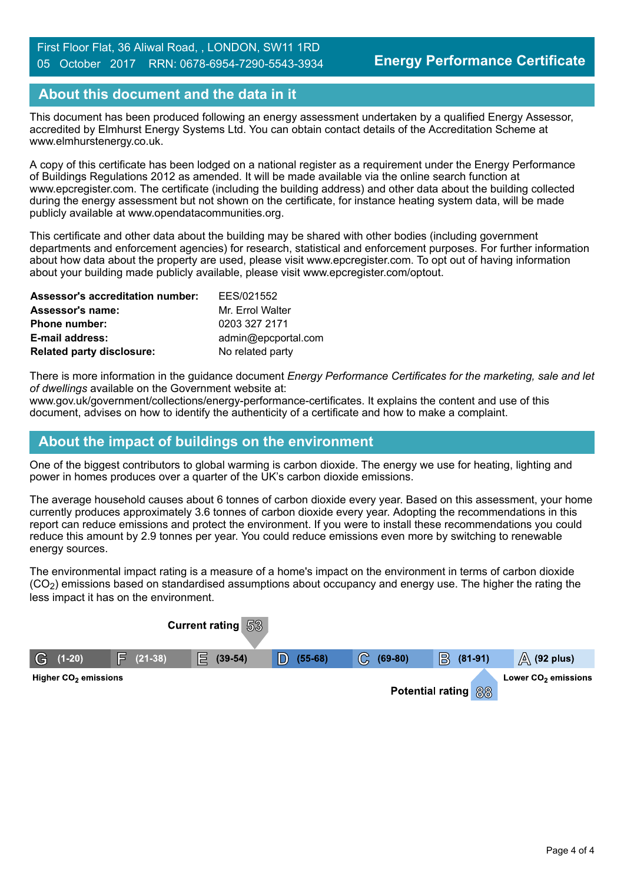First Floor Flat, 36 Aliwal Road, , LONDON, SW11 1RD
05 October 2017 RRN: 0678-6954-7290-5543-3934

**Energy Performance Certificate**

## About this document and the data in it

This document has been produced following an energy assessment undertaken by a qualified Energy Assessor, accredited by Elmhurst Energy Systems Ltd. You can obtain contact details of the Accreditation Scheme at www.elmhurstenergy.co.uk.

A copy of this certificate has been lodged on a national register as a requirement under the Energy Performance of Buildings Regulations 2012 as amended. It will be made available via the online search function at www.epcregister.com. The certificate (including the building address) and other data about the building collected during the energy assessment but not shown on the certificate, for instance heating system data, will be made publicly available at www.opendatacommunities.org.

This certificate and other data about the building may be shared with other bodies (including government departments and enforcement agencies) for research, statistical and enforcement purposes. For further information about how data about the property are used, please visit www.epcregister.com. To opt out of having information about your building made publicly available, please visit www.epcregister.com/optout.

| | |
|---|---|
| **Assessor's accreditation number:** | EES/021552 |
| **Assessor's name:** | Mr. Errol Walter |
| **Phone number:** | 0203 327 2171 |
| **E-mail address:** | admin@epcportal.com |
| **Related party disclosure:** | No related party |

There is more information in the guidance document *Energy Performance Certificates for the marketing, sale and let of dwellings* available on the Government website at: www.gov.uk/government/collections/energy-performance-certificates. It explains the content and use of this document, advises on how to identify the authenticity of a certificate and how to make a complaint.

## About the impact of buildings on the environment

One of the biggest contributors to global warming is carbon dioxide. The energy we use for heating, lighting and power in homes produces over a quarter of the UK's carbon dioxide emissions.

The average household causes about 6 tonnes of carbon dioxide every year. Based on this assessment, your home currently produces approximately 3.6 tonnes of carbon dioxide every year. Adopting the recommendations in this report can reduce emissions and protect the environment. If you were to install these recommendations you could reduce this amount by 2.9 tonnes per year. You could reduce emissions even more by switching to renewable energy sources.

The environmental impact rating is a measure of a home's impact on the environment in terms of carbon dioxide ($CO_2$) emissions based on standardised assumptions about occupancy and energy use. The higher the rating the less impact it has on the environment.

Current rating 53

G (1-20) F (21-38) E (39-54) D (55-68) C (69-80) B (81-91) A (92 plus)

Higher $CO_2$ emissions

Lower $CO_2$ emissions

Potential rating 88